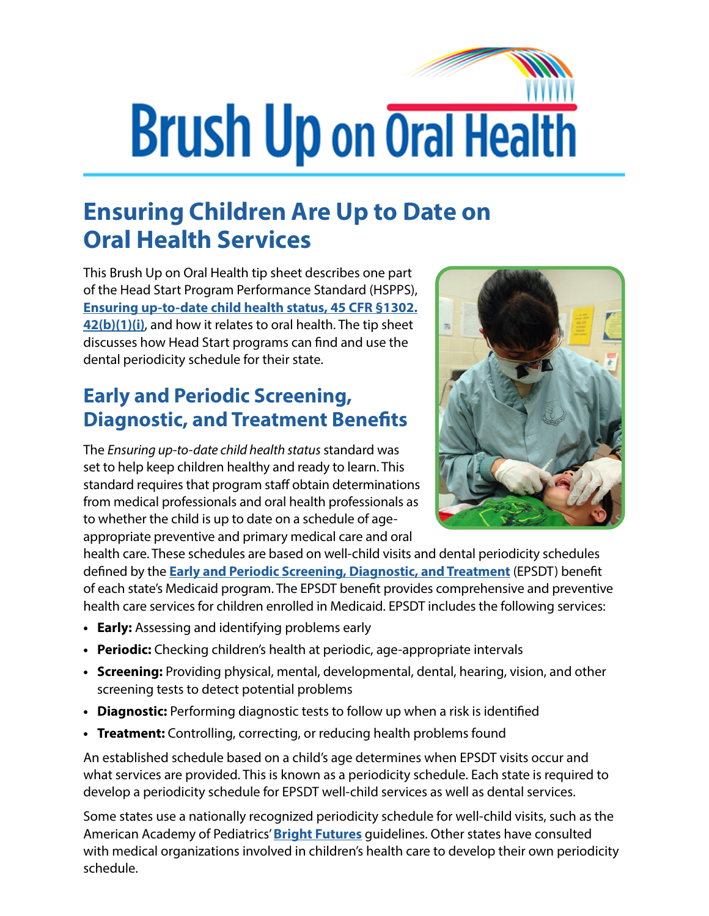# Brush Up on Oral Health

## Ensuring Children Are Up to Date on Oral Health Services

This Brush Up on Oral Health tip sheet describes one part of the Head Start Program Performance Standard (HSPPS), **Ensuring up-to-date child health status, 45 CFR §1302.42(b)(1)(i)**, and how it relates to oral health. The tip sheet discusses how Head Start programs can find and use the dental periodicity schedule for their state.

## Early and Periodic Screening, Diagnostic, and Treatment Benefits

The *Ensuring up-to-date child health status* standard was set to help keep children healthy and ready to learn. This standard requires that program staff obtain determinations from medical professionals and oral health professionals as to whether the child is up to date on a schedule of age-appropriate preventive and primary medical care and oral health care. These schedules are based on well-child visits and dental periodicity schedules defined by the **Early and Periodic Screening, Diagnostic, and Treatment** (EPSDT) benefit of each state's Medicaid program. The EPSDT benefit provides comprehensive and preventive health care services for children enrolled in Medicaid. EPSDT includes the following services:

- **Early:** Assessing and identifying problems early
- **Periodic:** Checking children's health at periodic, age-appropriate intervals
- **Screening:** Providing physical, mental, developmental, dental, hearing, vision, and other screening tests to detect potential problems
- **Diagnostic:** Performing diagnostic tests to follow up when a risk is identified
- **Treatment:** Controlling, correcting, or reducing health problems found

An established schedule based on a child's age determines when EPSDT visits occur and what services are provided. This is known as a periodicity schedule. Each state is required to develop a periodicity schedule for EPSDT well-child services as well as dental services.

Some states use a nationally recognized periodicity schedule for well-child visits, such as the American Academy of Pediatrics' **Bright Futures** guidelines. Other states have consulted with medical organizations involved in children's health care to develop their own periodicity schedule.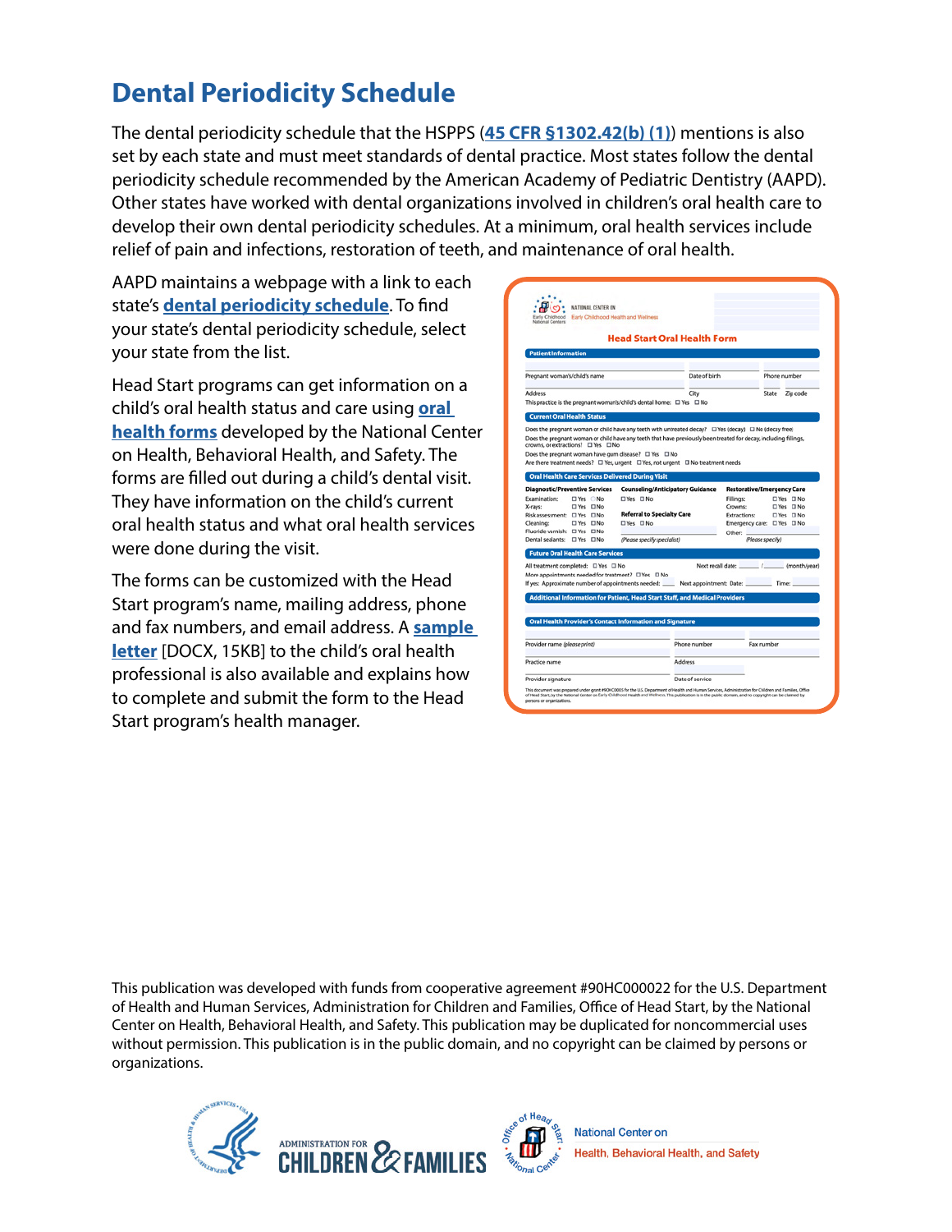## Dental Periodicity Schedule

The dental periodicity schedule that the HSPPS (**[45 CFR §1302.42(b) (1)]**) mentions is also set by each state and must meet standards of dental practice. Most states follow the dental periodicity schedule recommended by the American Academy of Pediatric Dentistry (AAPD). Other states have worked with dental organizations involved in children's oral health care to develop their own dental periodicity schedules. At a minimum, oral health services include relief of pain and infections, restoration of teeth, and maintenance of oral health.

AAPD maintains a webpage with a link to each state's **dental periodicity schedule**. To find your state's dental periodicity schedule, select your state from the list.

Head Start programs can get information on a child's oral health status and care using **oral health forms** developed by the National Center on Health, Behavioral Health, and Safety. The forms are filled out during a child's dental visit. They have information on the child's current oral health status and what oral health services were done during the visit.

The forms can be customized with the Head Start program's name, mailing address, phone and fax numbers, and email address. A **sample letter** [DOCX, 15KB] to the child's oral health professional is also available and explains how to complete and submit the form to the Head Start program's health manager.

This publication was developed with funds from cooperative agreement #90HC000022 for the U.S. Department of Health and Human Services, Administration for Children and Families, Office of Head Start, by the National Center on Health, Behavioral Health, and Safety. This publication may be duplicated for noncommercial uses without permission. This publication is in the public domain, and no copyright can be claimed by persons or organizations.